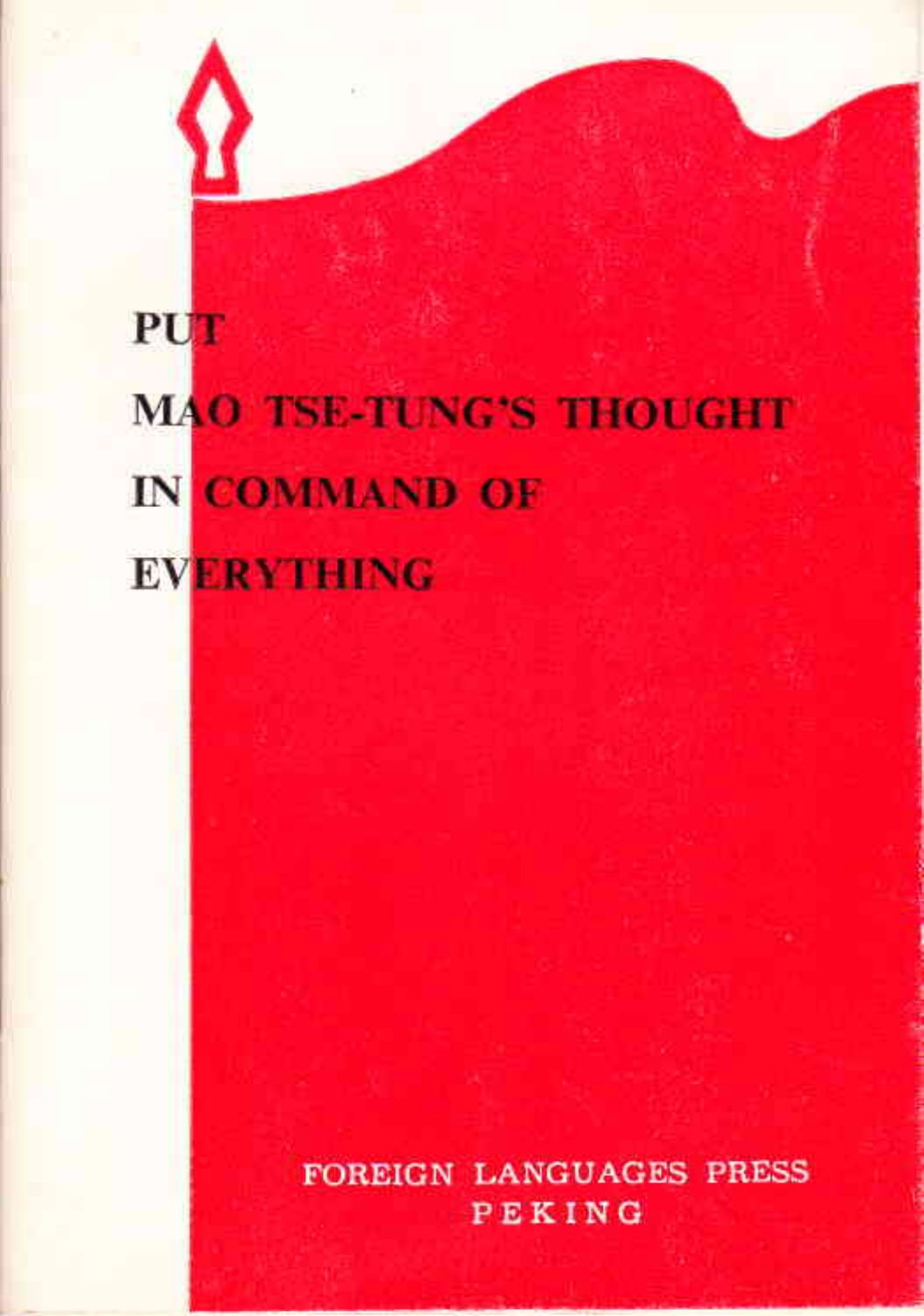# PUT MAO TSE-TUNG'S THOUGHT IN COMMAND OF EVERYTHING

FOREIGN LANGUAGES PRESS
PEKING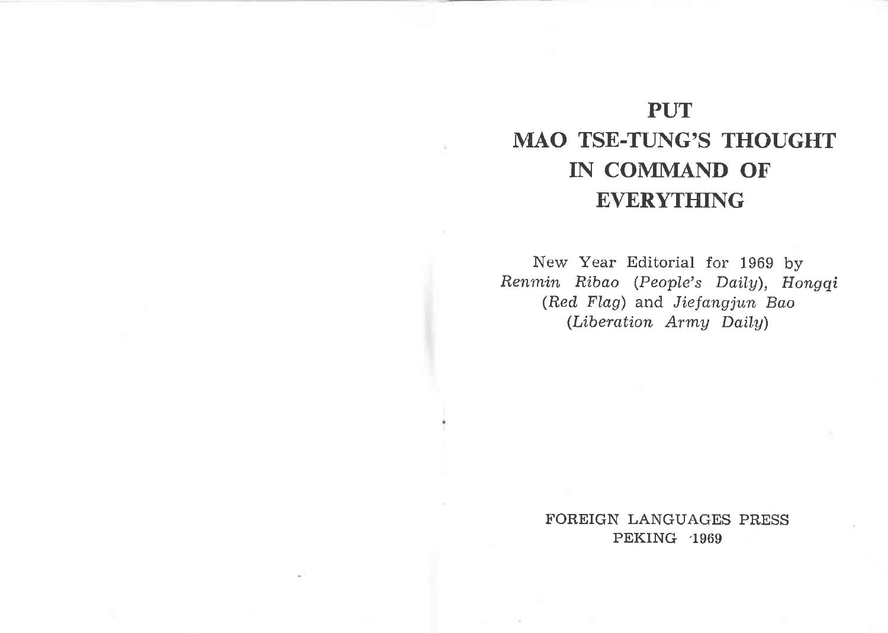# PUT MAO TSE-TUNG'S THOUGHT IN COMMAND OF EVERYTHING

New Year Editorial for 1969 by *Renmin Ribao* (*People's Daily*), *Hongqi* (*Red Flag*) and *Jiefangjun Bao* (*Liberation Army Daily*)

FOREIGN LANGUAGES PRESS
PEKING 1969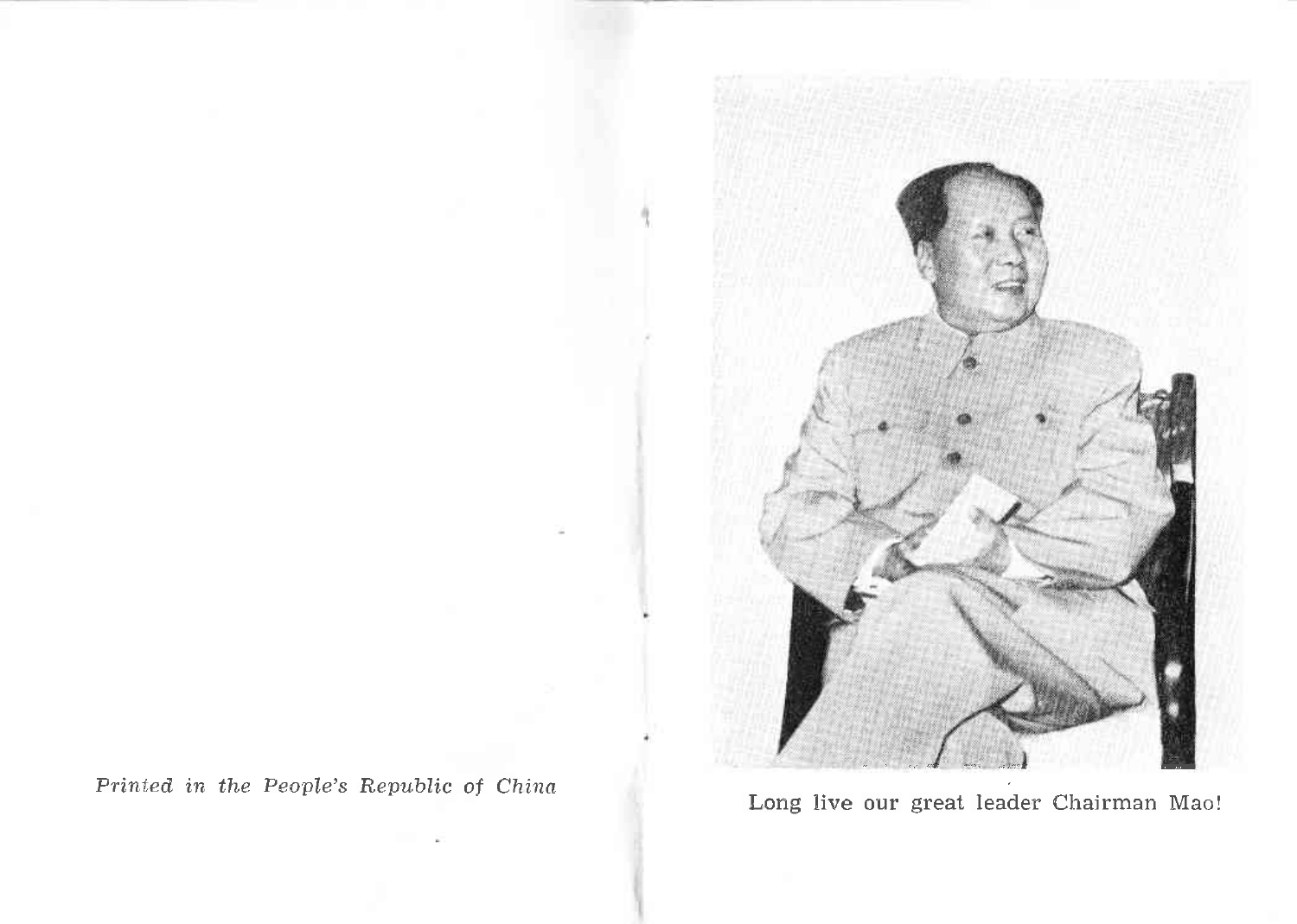*Printed in the People's Republic of China*

Long live our great leader Chairman Mao!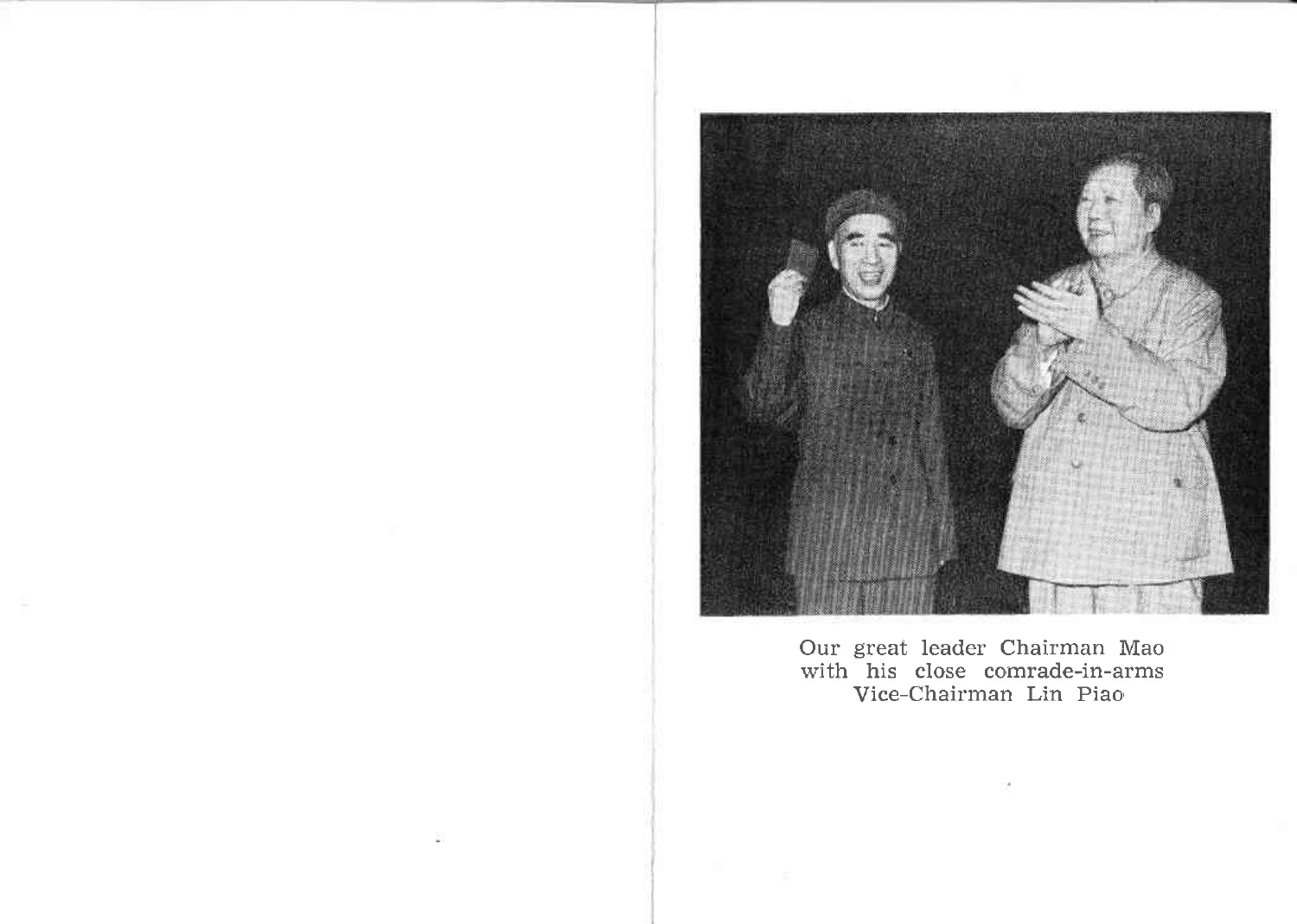Our great leader Chairman Mao
with his close comrade-in-arms
Vice-Chairman Lin Piao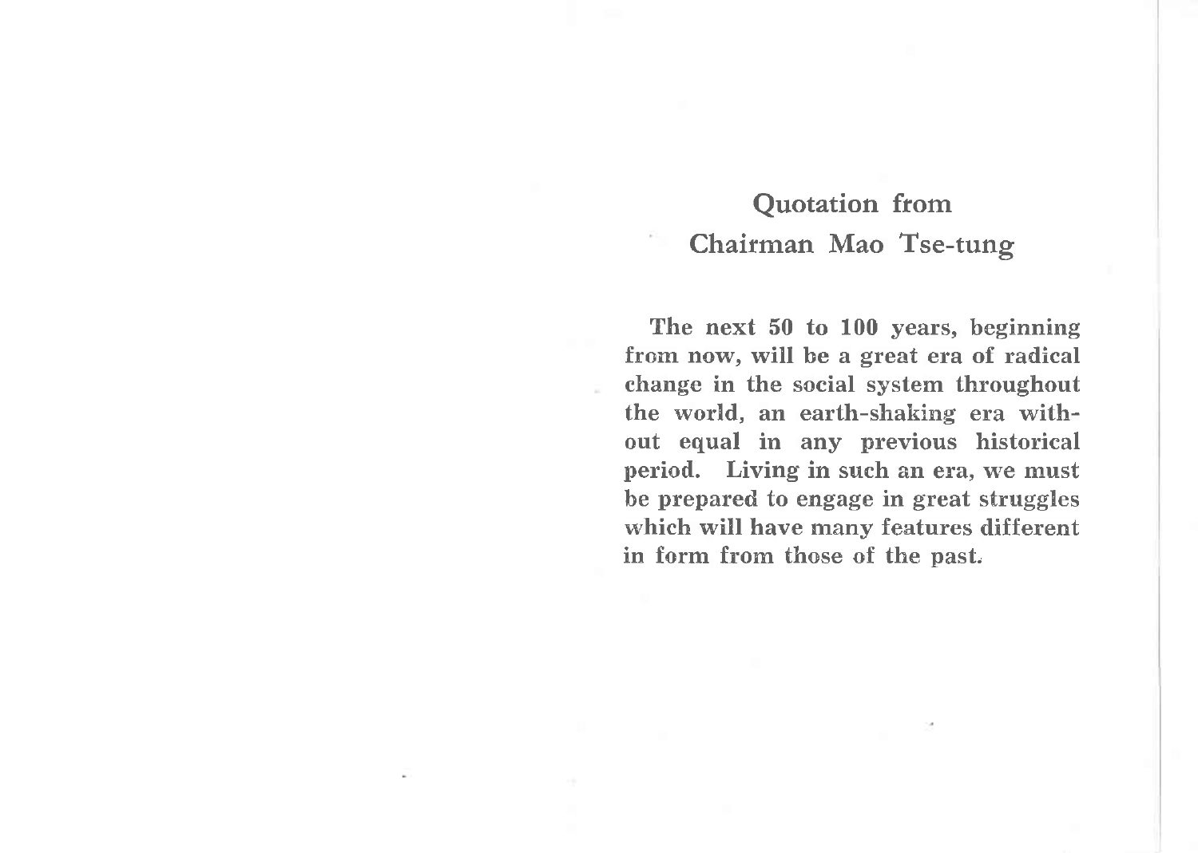# Quotation from Chairman Mao Tse-tung

**The next 50 to 100 years, beginning from now, will be a great era of radical change in the social system throughout the world, an earth-shaking era without equal in any previous historical period. Living in such an era, we must be prepared to engage in great struggles which will have many features different in form from those of the past.**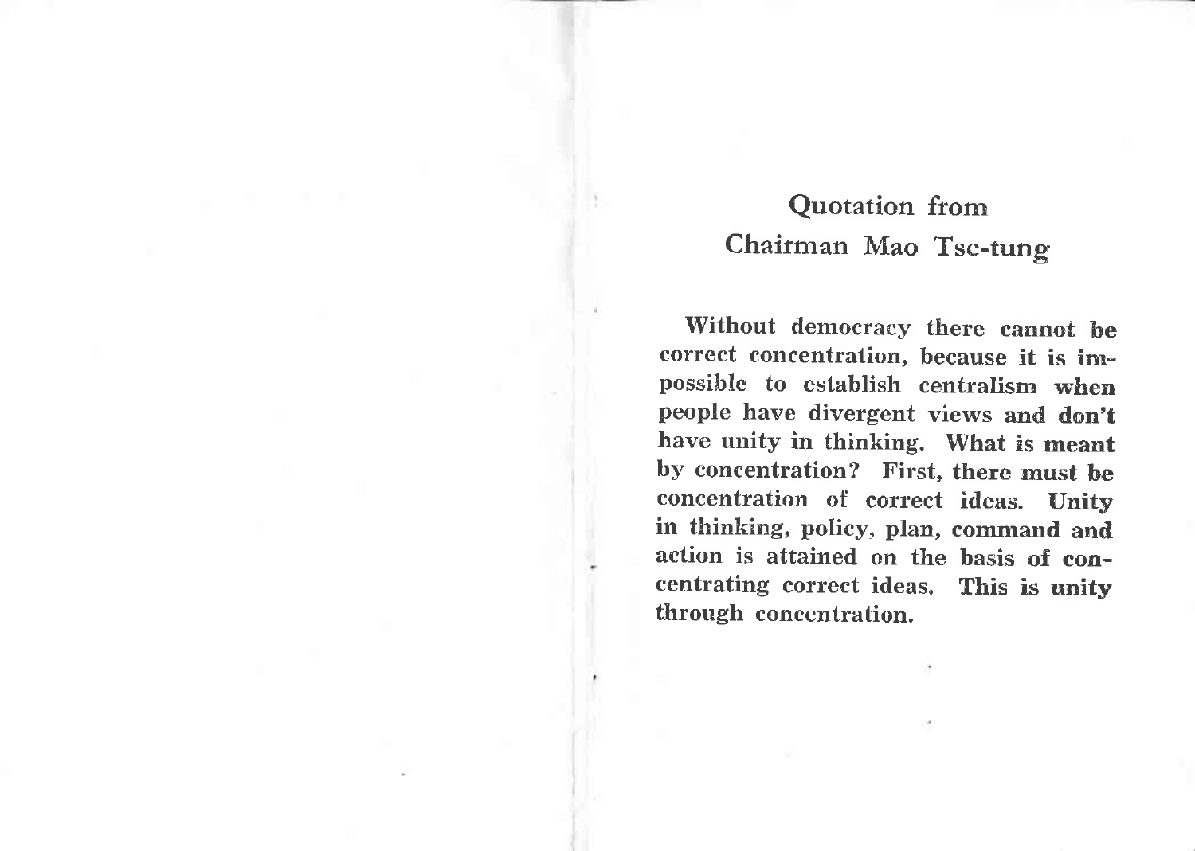# Quotation from Chairman Mao Tse-tung

**Without democracy there cannot be correct concentration, because it is impossible to establish centralism when people have divergent views and don't have unity in thinking. What is meant by concentration? First, there must be concentration of correct ideas. Unity in thinking, policy, plan, command and action is attained on the basis of concentrating correct ideas. This is unity through concentration.**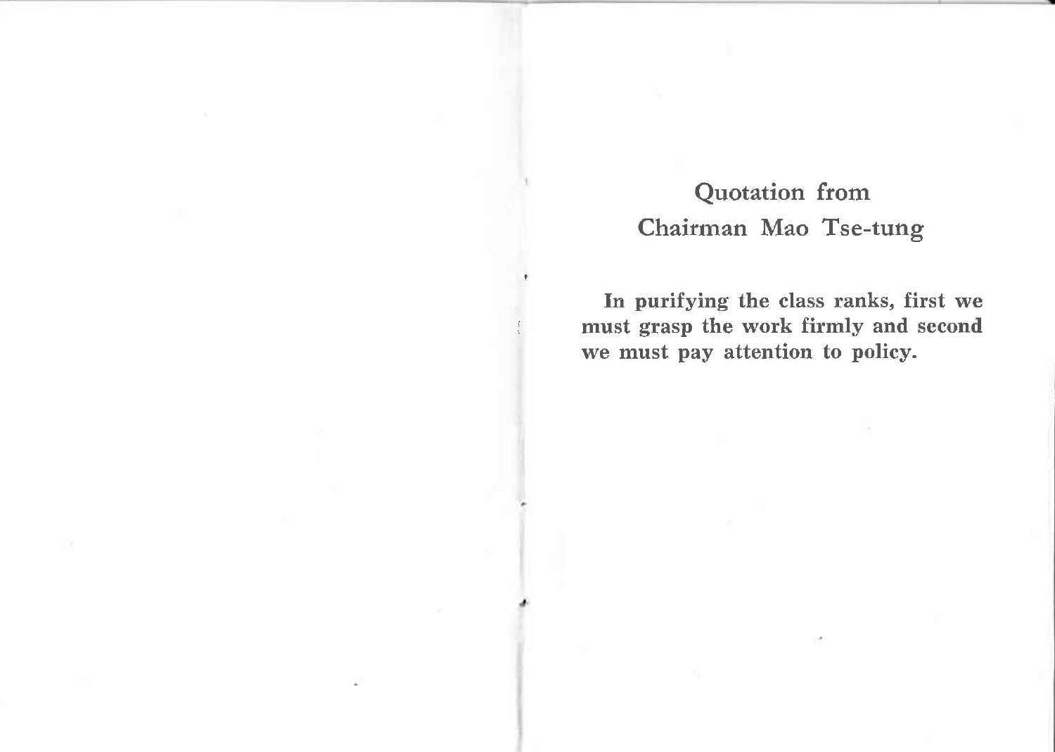## Quotation from Chairman Mao Tse-tung

**In purifying the class ranks, first we must grasp the work firmly and second we must pay attention to policy.**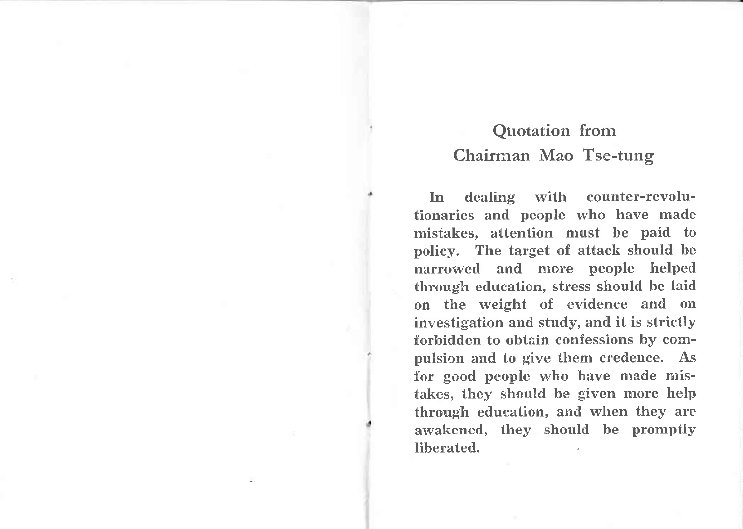## Quotation from Chairman Mao Tse-tung

**In dealing with counter-revolutionaries and people who have made mistakes, attention must be paid to policy. The target of attack should be narrowed and more people helped through education, stress should be laid on the weight of evidence and on investigation and study, and it is strictly forbidden to obtain confessions by compulsion and to give them credence. As for good people who have made mistakes, they should be given more help through education, and when they are awakened, they should be promptly liberated.**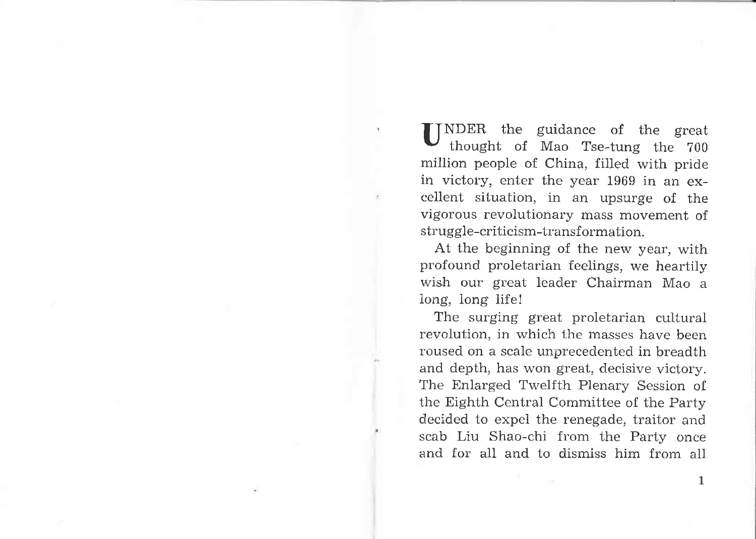UNDER the guidance of the great thought of Mao Tse-tung the 700 million people of China, filled with pride in victory, enter the year 1969 in an excellent situation, in an upsurge of the vigorous revolutionary mass movement of struggle-criticism-transformation.

At the beginning of the new year, with profound proletarian feelings, we heartily wish our great leader Chairman Mao a long, long life!

The surging great proletarian cultural revolution, in which the masses have been roused on a scale unprecedented in breadth and depth, has won great, decisive victory. The Enlarged Twelfth Plenary Session of the Eighth Central Committee of the Party decided to expel the renegade, traitor and scab Liu Shao-chi from the Party once and for all and to dismiss him from all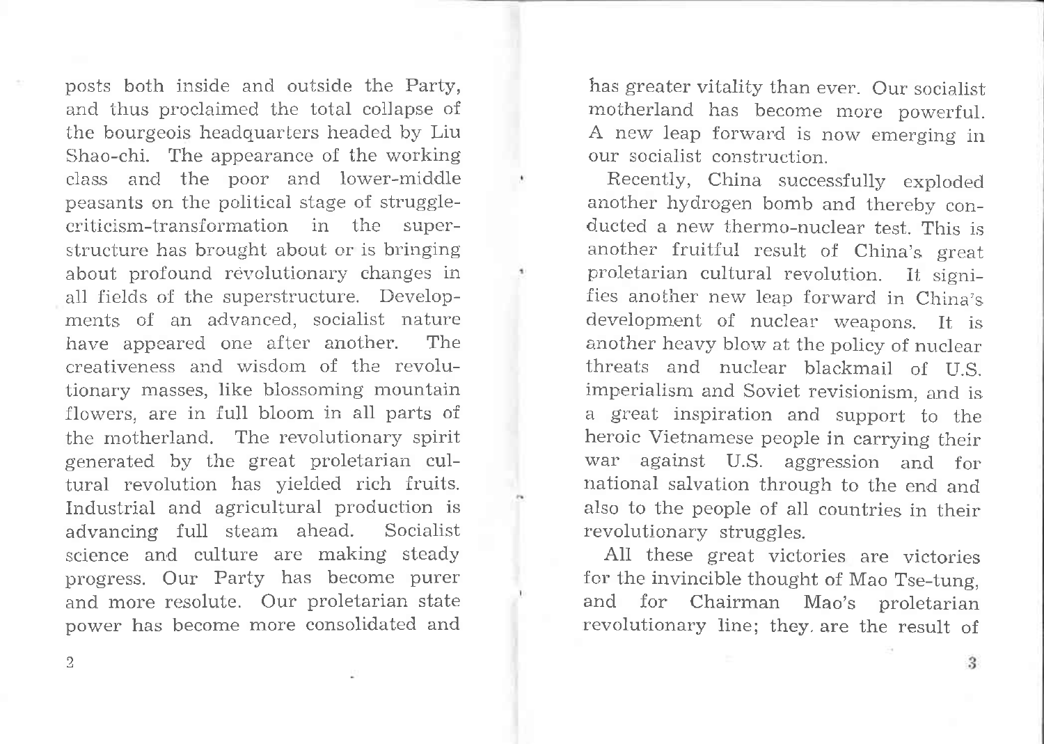posts both inside and outside the Party, and thus proclaimed the total collapse of the bourgeois headquarters headed by Liu Shao-chi. The appearance of the working class and the poor and lower-middle peasants on the political stage of struggle-criticism-transformation in the superstructure has brought about or is bringing about profound revolutionary changes in all fields of the superstructure. Developments of an advanced, socialist nature have appeared one after another. The creativeness and wisdom of the revolutionary masses, like blossoming mountain flowers, are in full bloom in all parts of the motherland. The revolutionary spirit generated by the great proletarian cultural revolution has yielded rich fruits. Industrial and agricultural production is advancing full steam ahead. Socialist science and culture are making steady progress. Our Party has become purer and more resolute. Our proletarian state power has become more consolidated and has greater vitality than ever. Our socialist motherland has become more powerful. A new leap forward is now emerging in our socialist construction.

Recently, China successfully exploded another hydrogen bomb and thereby conducted a new thermo-nuclear test. This is another fruitful result of China's great proletarian cultural revolution. It signifies another new leap forward in China's development of nuclear weapons. It is another heavy blow at the policy of nuclear threats and nuclear blackmail of U.S. imperialism and Soviet revisionism, and is a great inspiration and support to the heroic Vietnamese people in carrying their war against U.S. aggression and for national salvation through to the end and also to the people of all countries in their revolutionary struggles.

All these great victories are victories for the invincible thought of Mao Tse-tung, and for Chairman Mao's proletarian revolutionary line; they are the result of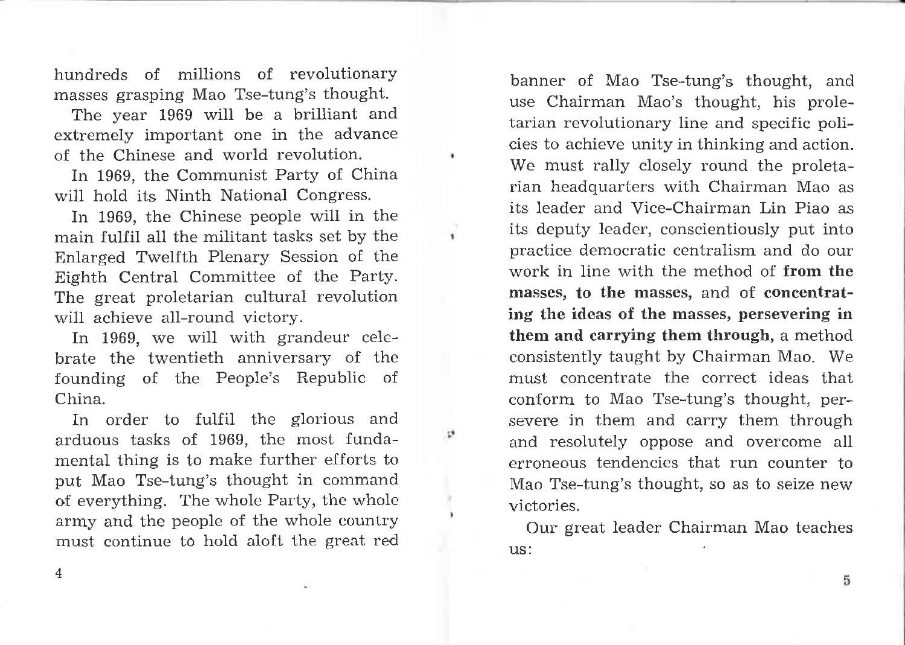hundreds of millions of revolutionary masses grasping Mao Tse-tung's thought.

The year 1969 will be a brilliant and extremely important one in the advance of the Chinese and world revolution.

In 1969, the Communist Party of China will hold its Ninth National Congress.

In 1969, the Chinese people will in the main fulfil all the militant tasks set by the Enlarged Twelfth Plenary Session of the Eighth Central Committee of the Party. The great proletarian cultural revolution will achieve all-round victory.

In 1969, we will with grandeur celebrate the twentieth anniversary of the founding of the People's Republic of China.

In order to fulfil the glorious and arduous tasks of 1969, the most fundamental thing is to make further efforts to put Mao Tse-tung's thought in command of everything. The whole Party, the whole army and the people of the whole country must continue to hold aloft the great red banner of Mao Tse-tung's thought, and use Chairman Mao's thought, his proletarian revolutionary line and specific policies to achieve unity in thinking and action. We must rally closely round the proletarian headquarters with Chairman Mao as its leader and Vice-Chairman Lin Piao as its deputy leader, conscientiously put into practice democratic centralism and do our work in line with the method of **from the masses, to the masses,** and of **concentrating the ideas of the masses, persevering in them and carrying them through,** a method consistently taught by Chairman Mao. We must concentrate the correct ideas that conform to Mao Tse-tung's thought, persevere in them and carry them through and resolutely oppose and overcome all erroneous tendencies that run counter to Mao Tse-tung's thought, so as to seize new victories.

Our great leader Chairman Mao teaches us: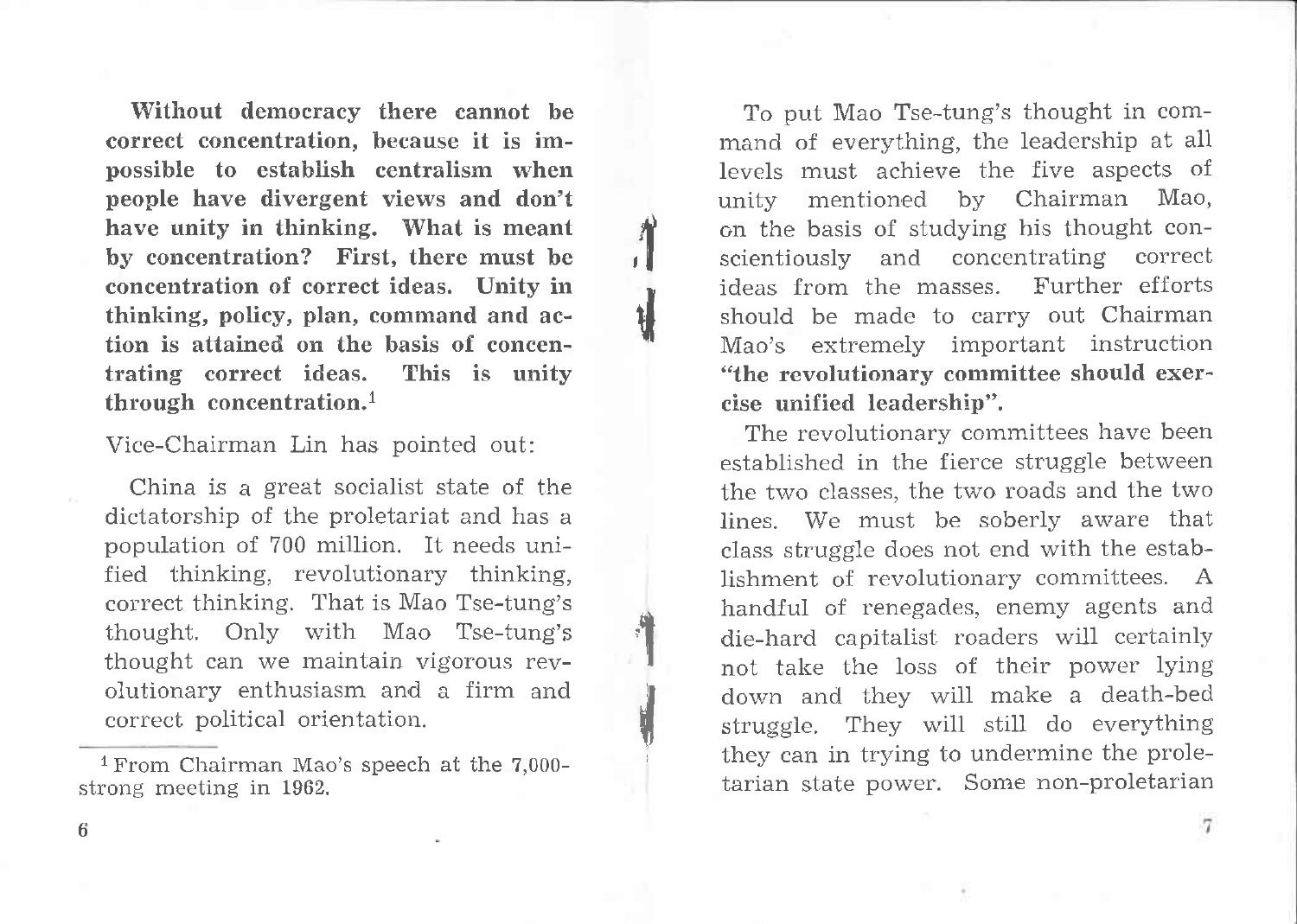**Without democracy there cannot be correct concentration, because it is impossible to establish centralism when people have divergent views and don't have unity in thinking. What is meant by concentration? First, there must be concentration of correct ideas. Unity in thinking, policy, plan, command and action is attained on the basis of concentrating correct ideas. This is unity through concentration.**[1]

Vice-Chairman Lin has pointed out:

China is a great socialist state of the dictatorship of the proletariat and has a population of 700 million. It needs unified thinking, revolutionary thinking, correct thinking. That is Mao Tse-tung's thought. Only with Mao Tse-tung's thought can we maintain vigorous revolutionary enthusiasm and a firm and correct political orientation.

[1] From Chairman Mao's speech at the 7,000-strong meeting in 1962.

To put Mao Tse-tung's thought in command of everything, the leadership at all levels must achieve the five aspects of unity mentioned by Chairman Mao, on the basis of studying his thought conscientiously and concentrating correct ideas from the masses. Further efforts should be made to carry out Chairman Mao's extremely important instruction **"the revolutionary committee should exercise unified leadership".**

The revolutionary committees have been established in the fierce struggle between the two classes, the two roads and the two lines. We must be soberly aware that class struggle does not end with the establishment of revolutionary committees. A handful of renegades, enemy agents and die-hard capitalist roaders will certainly not take the loss of their power lying down and they will make a death-bed struggle. They will still do everything they can in trying to undermine the proletarian state power. Some non-proletarian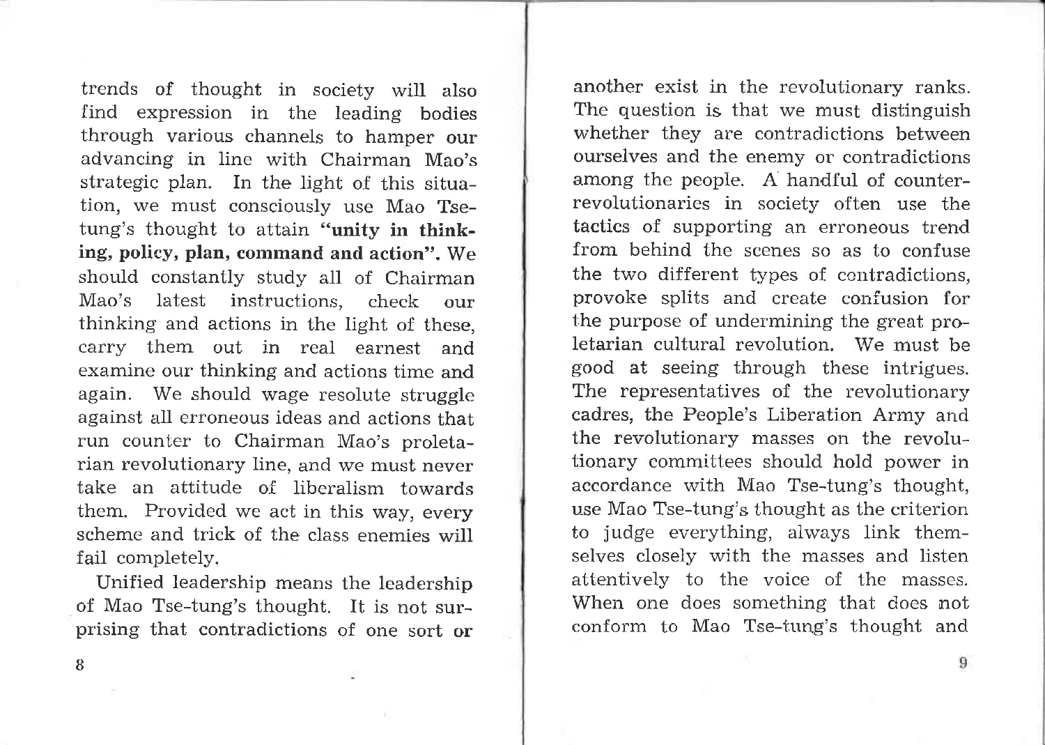trends of thought in society will also find expression in the leading bodies through various channels to hamper our advancing in line with Chairman Mao's strategic plan. In the light of this situation, we must consciously use Mao Tse-tung's thought to attain **"unity in thinking, policy, plan, command and action".** We should constantly study all of Chairman Mao's latest instructions, check our thinking and actions in the light of these, carry them out in real earnest and examine our thinking and actions time and again. We should wage resolute struggle against all erroneous ideas and actions that run counter to Chairman Mao's proletarian revolutionary line, and we must never take an attitude of liberalism towards them. Provided we act in this way, every scheme and trick of the class enemies will fail completely.

Unified leadership means the leadership of Mao Tse-tung's thought. It is not surprising that contradictions of one sort or another exist in the revolutionary ranks. The question is that we must distinguish whether they are contradictions between ourselves and the enemy or contradictions among the people. A handful of counter-revolutionaries in society often use the tactics of supporting an erroneous trend from behind the scenes so as to confuse the two different types of contradictions, provoke splits and create confusion for the purpose of undermining the great proletarian cultural revolution. We must be good at seeing through these intrigues. The representatives of the revolutionary cadres, the People's Liberation Army and the revolutionary masses on the revolutionary committees should hold power in accordance with Mao Tse-tung's thought, use Mao Tse-tung's thought as the criterion to judge everything, always link themselves closely with the masses and listen attentively to the voice of the masses. When one does something that does not conform to Mao Tse-tung's thought and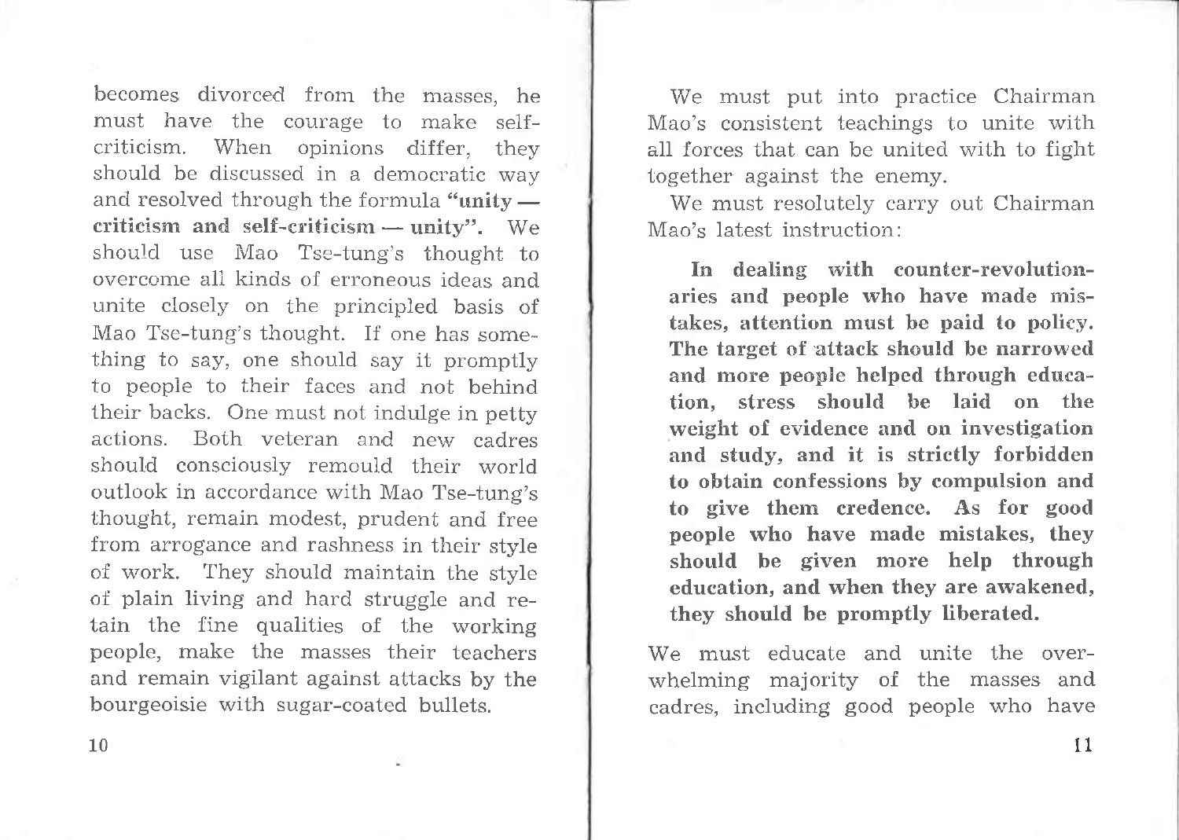becomes divorced from the masses, he must have the courage to make self-criticism. When opinions differ, they should be discussed in a democratic way and resolved through the formula **"unity — criticism and self-criticism — unity"**. We should use Mao Tse-tung's thought to overcome all kinds of erroneous ideas and unite closely on the principled basis of Mao Tse-tung's thought. If one has something to say, one should say it promptly to people to their faces and not behind their backs. One must not indulge in petty actions. Both veteran and new cadres should consciously remould their world outlook in accordance with Mao Tse-tung's thought, remain modest, prudent and free from arrogance and rashness in their style of work. They should maintain the style of plain living and hard struggle and retain the fine qualities of the working people, make the masses their teachers and remain vigilant against attacks by the bourgeoisie with sugar-coated bullets.

We must put into practice Chairman Mao's consistent teachings to unite with all forces that can be united with to fight together against the enemy.

We must resolutely carry out Chairman Mao's latest instruction:

> **In dealing with counter-revolutionaries and people who have made mistakes, attention must be paid to policy. The target of attack should be narrowed and more people helped through education, stress should be laid on the weight of evidence and on investigation and study, and it is strictly forbidden to obtain confessions by compulsion and to give them credence. As for good people who have made mistakes, they should be given more help through education, and when they are awakened, they should be promptly liberated.**

We must educate and unite the overwhelming majority of the masses and cadres, including good people who have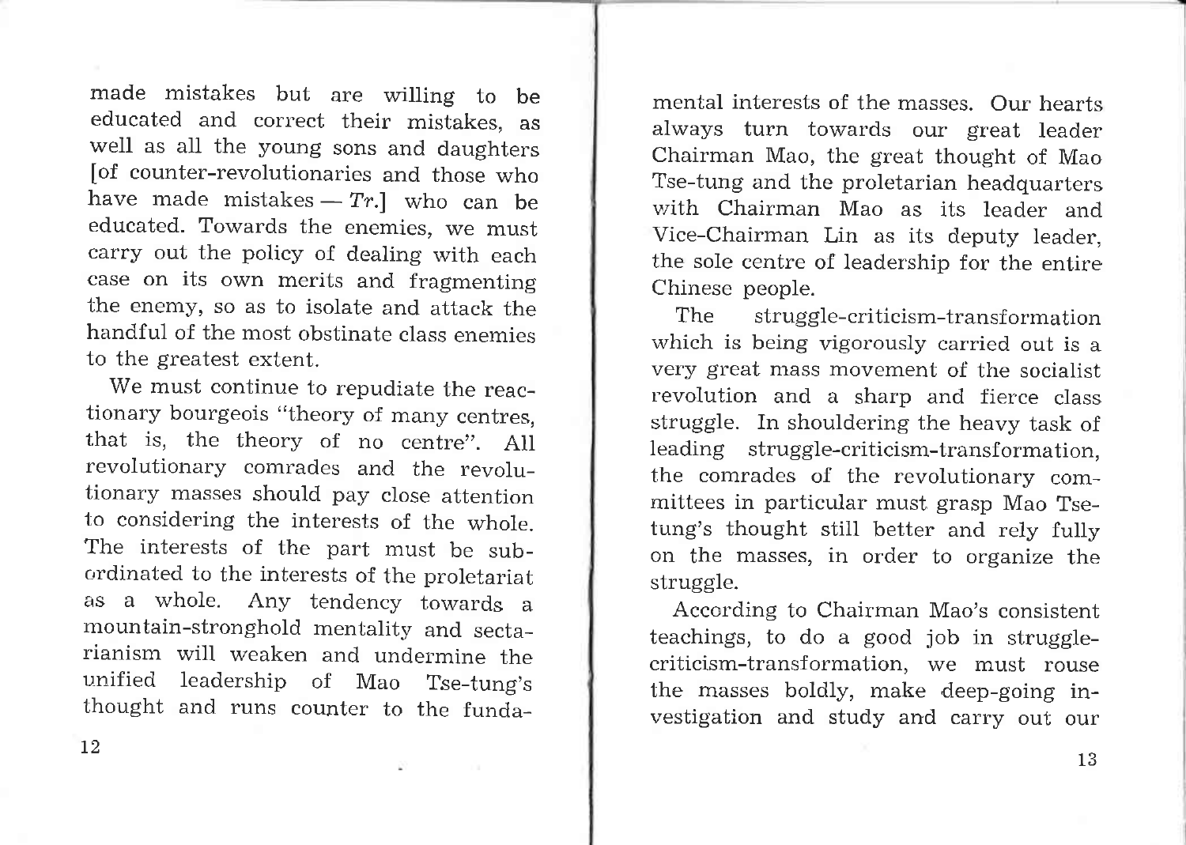made mistakes but are willing to be educated and correct their mistakes, as well as all the young sons and daughters [of counter-revolutionaries and those who have made mistakes — *Tr.*] who can be educated. Towards the enemies, we must carry out the policy of dealing with each case on its own merits and fragmenting the enemy, so as to isolate and attack the handful of the most obstinate class enemies to the greatest extent.

We must continue to repudiate the reactionary bourgeois "theory of many centres, that is, the theory of no centre". All revolutionary comrades and the revolutionary masses should pay close attention to considering the interests of the whole. The interests of the part must be subordinated to the interests of the proletariat as a whole. Any tendency towards a mountain-stronghold mentality and sectarianism will weaken and undermine the unified leadership of Mao Tse-tung's thought and runs counter to the fundamental interests of the masses. Our hearts always turn towards our great leader Chairman Mao, the great thought of Mao Tse-tung and the proletarian headquarters with Chairman Mao as its leader and Vice-Chairman Lin as its deputy leader, the sole centre of leadership for the entire Chinese people.

The struggle-criticism-transformation which is being vigorously carried out is a very great mass movement of the socialist revolution and a sharp and fierce class struggle. In shouldering the heavy task of leading struggle-criticism-transformation, the comrades of the revolutionary committees in particular must grasp Mao Tse-tung's thought still better and rely fully on the masses, in order to organize the struggle.

According to Chairman Mao's consistent teachings, to do a good job in struggle-criticism-transformation, we must rouse the masses boldly, make deep-going investigation and study and carry out our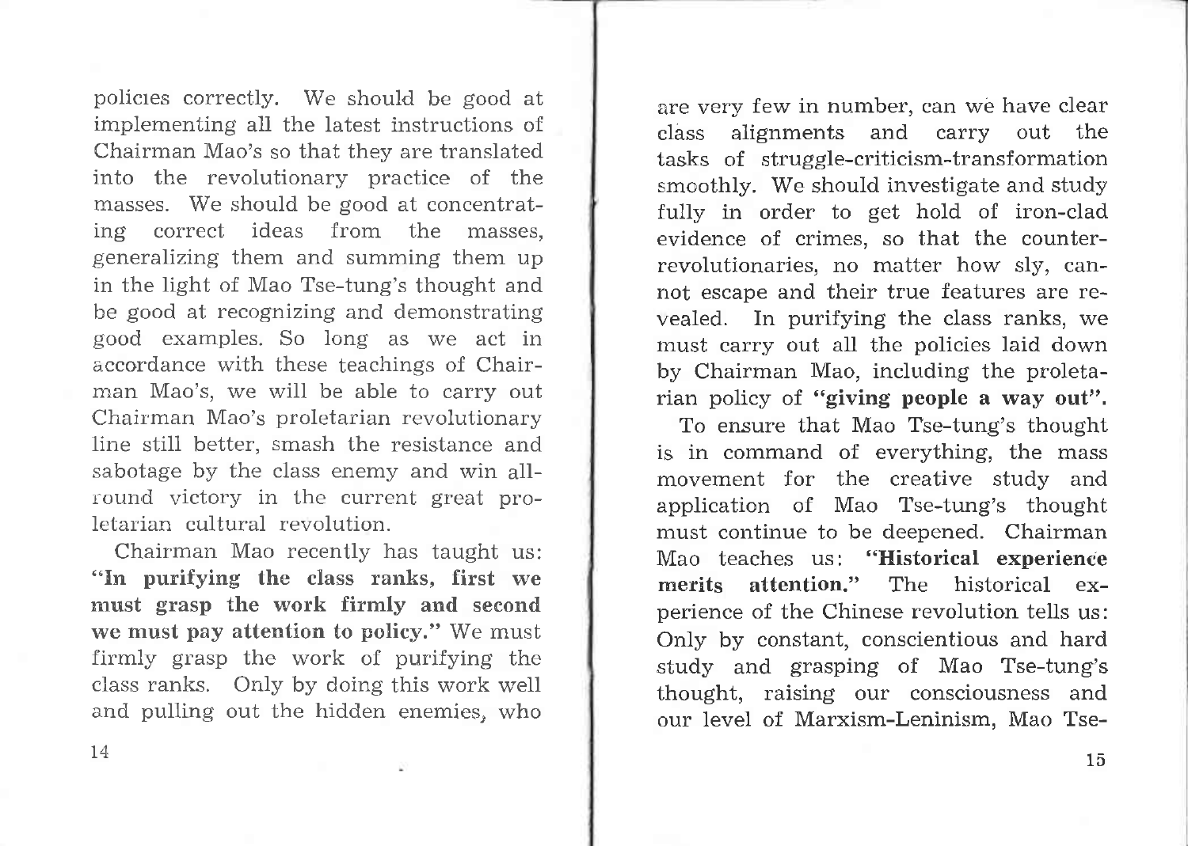policies correctly. We should be good at implementing all the latest instructions of Chairman Mao's so that they are translated into the revolutionary practice of the masses. We should be good at concentrating correct ideas from the masses, generalizing them and summing them up in the light of Mao Tse-tung's thought and be good at recognizing and demonstrating good examples. So long as we act in accordance with these teachings of Chairman Mao's, we will be able to carry out Chairman Mao's proletarian revolutionary line still better, smash the resistance and sabotage by the class enemy and win all-round victory in the current great proletarian cultural revolution.

Chairman Mao recently has taught us: **"In purifying the class ranks, first we must grasp the work firmly and second we must pay attention to policy."** We must firmly grasp the work of purifying the class ranks. Only by doing this work well and pulling out the hidden enemies, who are very few in number, can we have clear class alignments and carry out the tasks of struggle-criticism-transformation smoothly. We should investigate and study fully in order to get hold of iron-clad evidence of crimes, so that the counter-revolutionaries, no matter how sly, cannot escape and their true features are revealed. In purifying the class ranks, we must carry out all the policies laid down by Chairman Mao, including the proletarian policy of **"giving people a way out"**.

To ensure that Mao Tse-tung's thought is in command of everything, the mass movement for the creative study and application of Mao Tse-tung's thought must continue to be deepened. Chairman Mao teaches us: **"Historical experience merits attention."** The historical experience of the Chinese revolution tells us: Only by constant, conscientious and hard study and grasping of Mao Tse-tung's thought, raising our consciousness and our level of Marxism-Leninism, Mao Tse-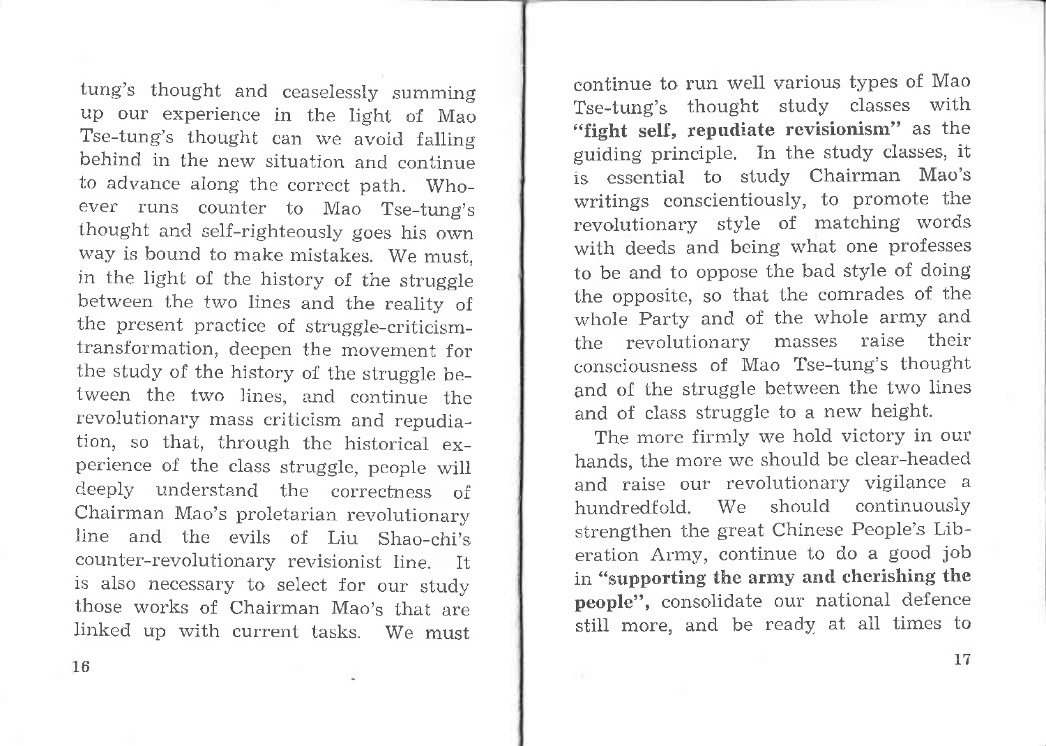tung's thought and ceaselessly summing up our experience in the light of Mao Tse-tung's thought can we avoid falling behind in the new situation and continue to advance along the correct path. Whoever runs counter to Mao Tse-tung's thought and self-righteously goes his own way is bound to make mistakes. We must, in the light of the history of the struggle between the two lines and the reality of the present practice of struggle-criticism-transformation, deepen the movement for the study of the history of the struggle between the two lines, and continue the revolutionary mass criticism and repudiation, so that, through the historical experience of the class struggle, people will deeply understand the correctness of Chairman Mao's proletarian revolutionary line and the evils of Liu Shao-chi's counter-revolutionary revisionist line. It is also necessary to select for our study those works of Chairman Mao's that are linked up with current tasks. We must continue to run well various types of Mao Tse-tung's thought study classes with **"fight self, repudiate revisionism"** as the guiding principle. In the study classes, it is essential to study Chairman Mao's writings conscientiously, to promote the revolutionary style of matching words with deeds and being what one professes to be and to oppose the bad style of doing the opposite, so that the comrades of the whole Party and of the whole army and the revolutionary masses raise their consciousness of Mao Tse-tung's thought and of the struggle between the two lines and of class struggle to a new height.

The more firmly we hold victory in our hands, the more we should be clear-headed and raise our revolutionary vigilance a hundredfold. We should continuously strengthen the great Chinese People's Liberation Army, continue to do a good job in **"supporting the army and cherishing the people"**, consolidate our national defence still more, and be ready at all times to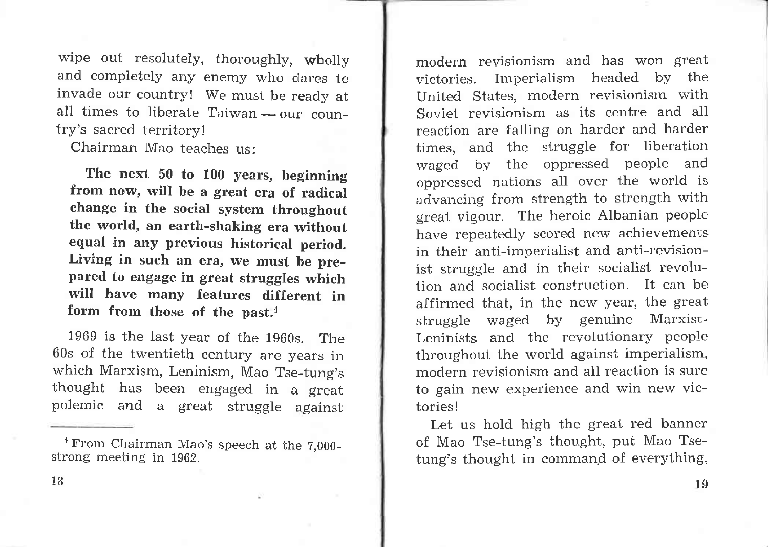wipe out resolutely, thoroughly, wholly and completely any enemy who dares to invade our country! We must be ready at all times to liberate Taiwan — our country's sacred territory!

Chairman Mao teaches us:

> **The next 50 to 100 years, beginning from now, will be a great era of radical change in the social system throughout the world, an earth-shaking era without equal in any previous historical period. Living in such an era, we must be prepared to engage in great struggles which will have many features different in form from those of the past.**[1]

1969 is the last year of the 1960s. The 60s of the twentieth century are years in which Marxism, Leninism, Mao Tse-tung's thought has been engaged in a great polemic and a great struggle against modern revisionism and has won great victories. Imperialism headed by the United States, modern revisionism with Soviet revisionism as its centre and all reaction are falling on harder and harder times, and the struggle for liberation waged by the oppressed people and oppressed nations all over the world is advancing from strength to strength with great vigour. The heroic Albanian people have repeatedly scored new achievements in their anti-imperialist and anti-revisionist struggle and in their socialist revolution and socialist construction. It can be affirmed that, in the new year, the great struggle waged by genuine Marxist-Leninists and the revolutionary people throughout the world against imperialism, modern revisionism and all reaction is sure to gain new experience and win new victories!

Let us hold high the great red banner of Mao Tse-tung's thought, put Mao Tse-tung's thought in command of everything,

---

[1] From Chairman Mao's speech at the 7,000-strong meeting in 1962.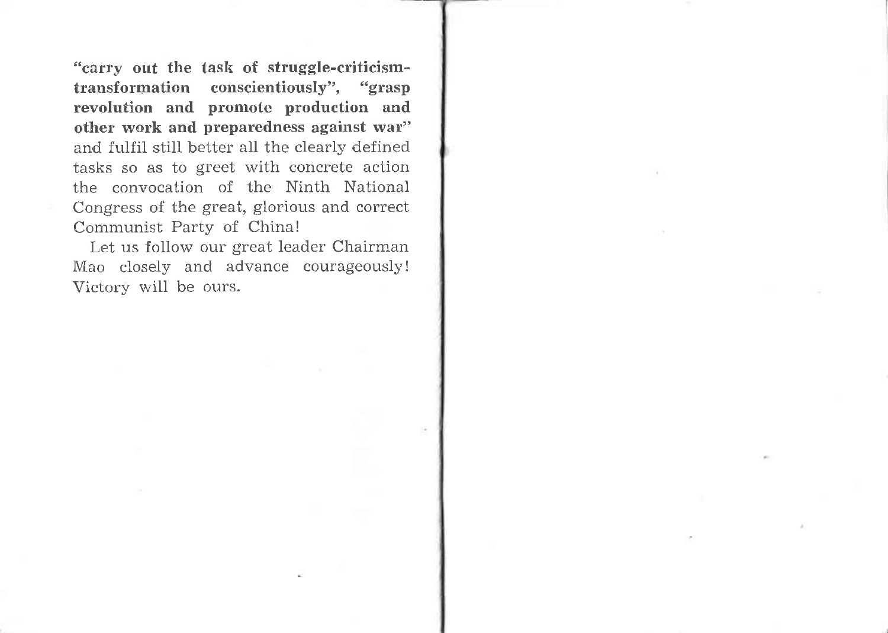**"carry out the task of struggle-criticism-transformation conscientiously", "grasp revolution and promote production and other work and preparedness against war"** and fulfil still better all the clearly defined tasks so as to greet with concrete action the convocation of the Ninth National Congress of the great, glorious and correct Communist Party of China!

Let us follow our great leader Chairman Mao closely and advance courageously! Victory will be ours.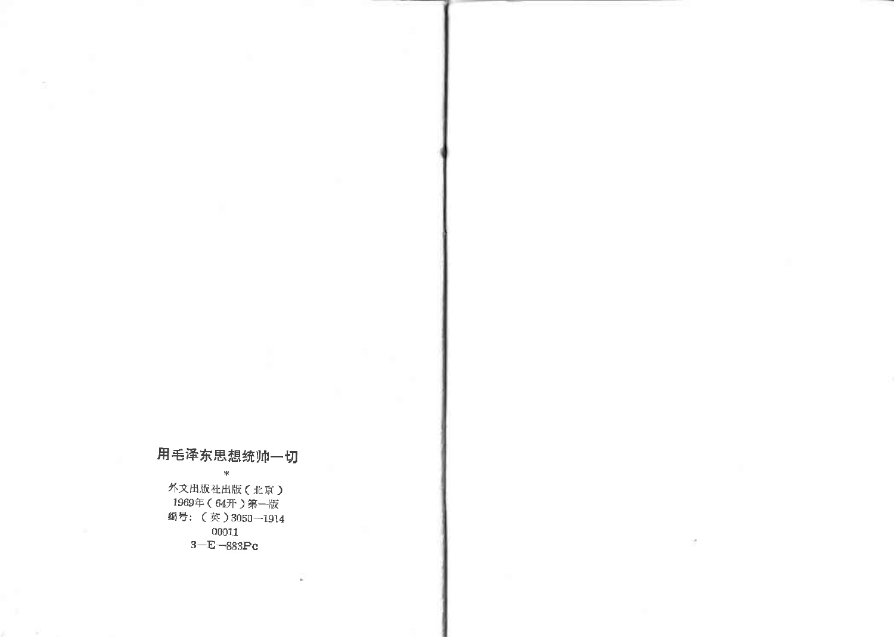用毛泽东思想统帅一切

*

外文出版社出版（北京）
1969年（64开）第一版
编号：（英）3050—1914
00011
3—E—883Pc